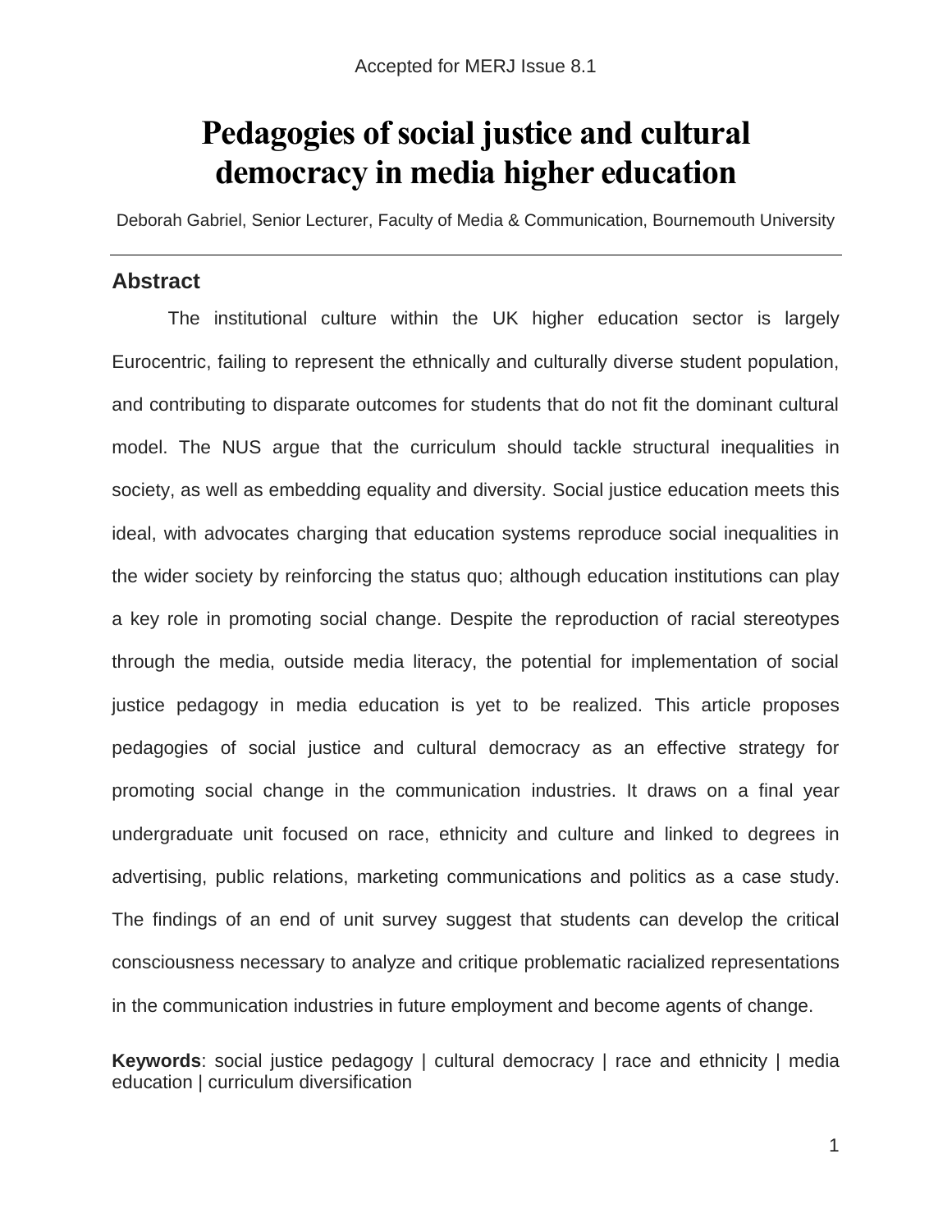Accepted for MERJ Issue 8.1

# Pedagogies of social justice and cultural democracy in media higher education

Deborah Gabriel, Senior Lecturer, Faculty of Media & Communication, Bournemouth University

## Abstract

The institutional culture within the UK higher education sector is largely Eurocentric, failing to represent the ethnically and culturally diverse student population, and contributing to disparate outcomes for students that do not fit the dominant cultural model. The NUS argue that the curriculum should tackle structural inequalities in society, as well as embedding equality and diversity. Social justice education meets this ideal, with advocates charging that education systems reproduce social inequalities in the wider society by reinforcing the status quo; although education institutions can play a key role in promoting social change. Despite the reproduction of racial stereotypes through the media, outside media literacy, the potential for implementation of social justice pedagogy in media education is yet to be realized. This article proposes pedagogies of social justice and cultural democracy as an effective strategy for promoting social change in the communication industries. It draws on a final year undergraduate unit focused on race, ethnicity and culture and linked to degrees in advertising, public relations, marketing communications and politics as a case study. The findings of an end of unit survey suggest that students can develop the critical consciousness necessary to analyze and critique problematic racialized representations in the communication industries in future employment and become agents of change.

**Keywords**: social justice pedagogy | cultural democracy | race and ethnicity | media education | curriculum diversification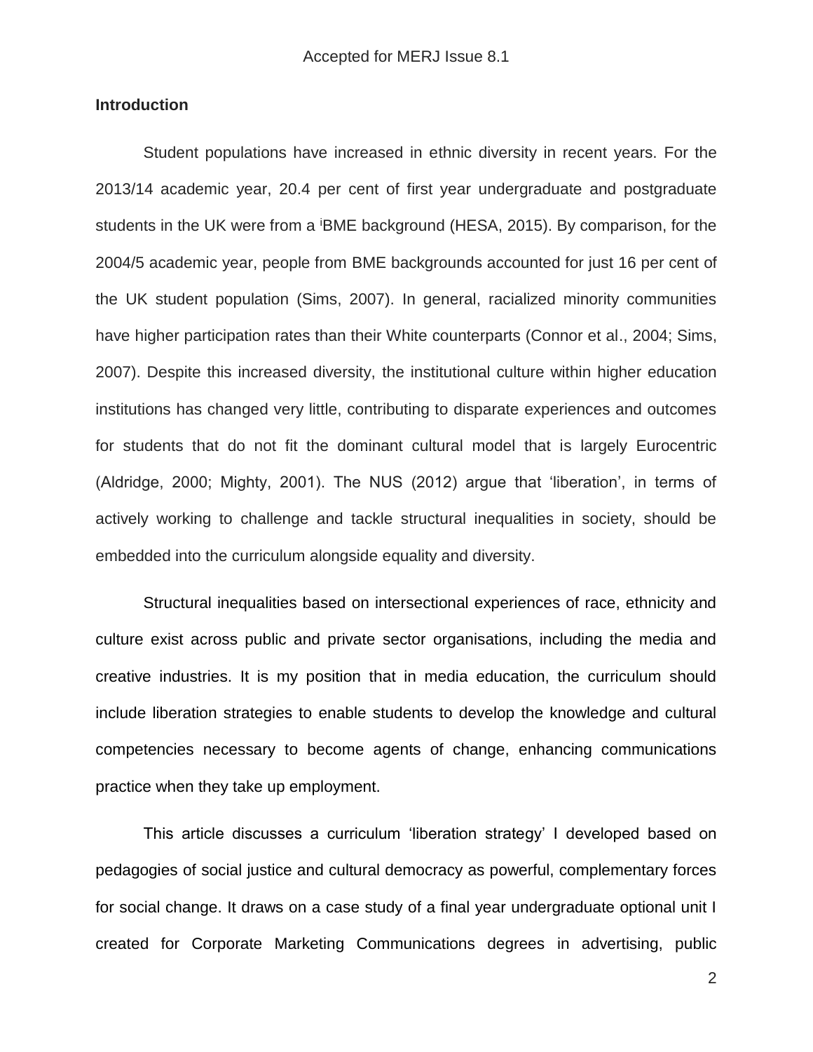## Introduction

Student populations have increased in ethnic diversity in recent years. For the 2013/14 academic year, 20.4 per cent of first year undergraduate and postgraduate students in the UK were from a [i]BME background (HESA, 2015). By comparison, for the 2004/5 academic year, people from BME backgrounds accounted for just 16 per cent of the UK student population (Sims, 2007). In general, racialized minority communities have higher participation rates than their White counterparts (Connor et al., 2004; Sims, 2007). Despite this increased diversity, the institutional culture within higher education institutions has changed very little, contributing to disparate experiences and outcomes for students that do not fit the dominant cultural model that is largely Eurocentric (Aldridge, 2000; Mighty, 2001). The NUS (2012) argue that 'liberation', in terms of actively working to challenge and tackle structural inequalities in society, should be embedded into the curriculum alongside equality and diversity.

Structural inequalities based on intersectional experiences of race, ethnicity and culture exist across public and private sector organisations, including the media and creative industries. It is my position that in media education, the curriculum should include liberation strategies to enable students to develop the knowledge and cultural competencies necessary to become agents of change, enhancing communications practice when they take up employment.

This article discusses a curriculum 'liberation strategy' I developed based on pedagogies of social justice and cultural democracy as powerful, complementary forces for social change. It draws on a case study of a final year undergraduate optional unit I created for Corporate Marketing Communications degrees in advertising, public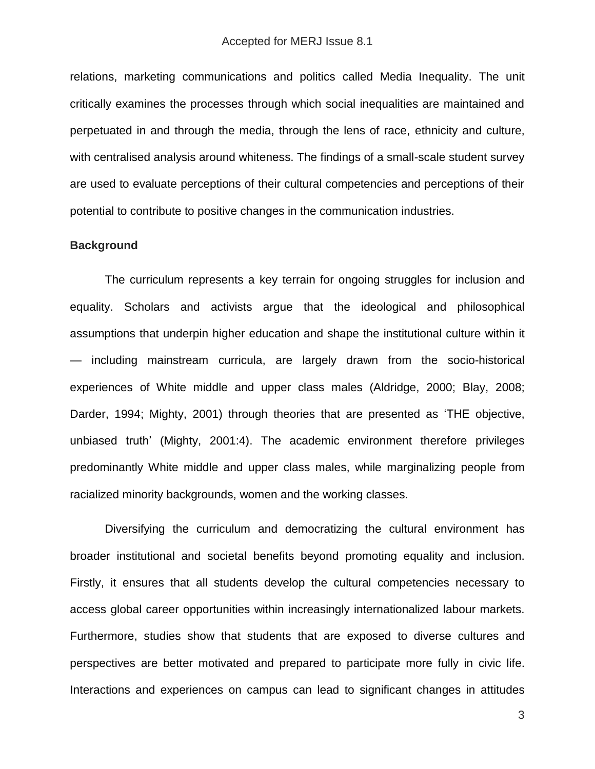relations, marketing communications and politics called Media Inequality. The unit critically examines the processes through which social inequalities are maintained and perpetuated in and through the media, through the lens of race, ethnicity and culture, with centralised analysis around whiteness. The findings of a small-scale student survey are used to evaluate perceptions of their cultural competencies and perceptions of their potential to contribute to positive changes in the communication industries.

## Background

The curriculum represents a key terrain for ongoing struggles for inclusion and equality. Scholars and activists argue that the ideological and philosophical assumptions that underpin higher education and shape the institutional culture within it — including mainstream curricula, are largely drawn from the socio-historical experiences of White middle and upper class males (Aldridge, 2000; Blay, 2008; Darder, 1994; Mighty, 2001) through theories that are presented as 'THE objective, unbiased truth' (Mighty, 2001:4). The academic environment therefore privileges predominantly White middle and upper class males, while marginalizing people from racialized minority backgrounds, women and the working classes.

Diversifying the curriculum and democratizing the cultural environment has broader institutional and societal benefits beyond promoting equality and inclusion. Firstly, it ensures that all students develop the cultural competencies necessary to access global career opportunities within increasingly internationalized labour markets. Furthermore, studies show that students that are exposed to diverse cultures and perspectives are better motivated and prepared to participate more fully in civic life. Interactions and experiences on campus can lead to significant changes in attitudes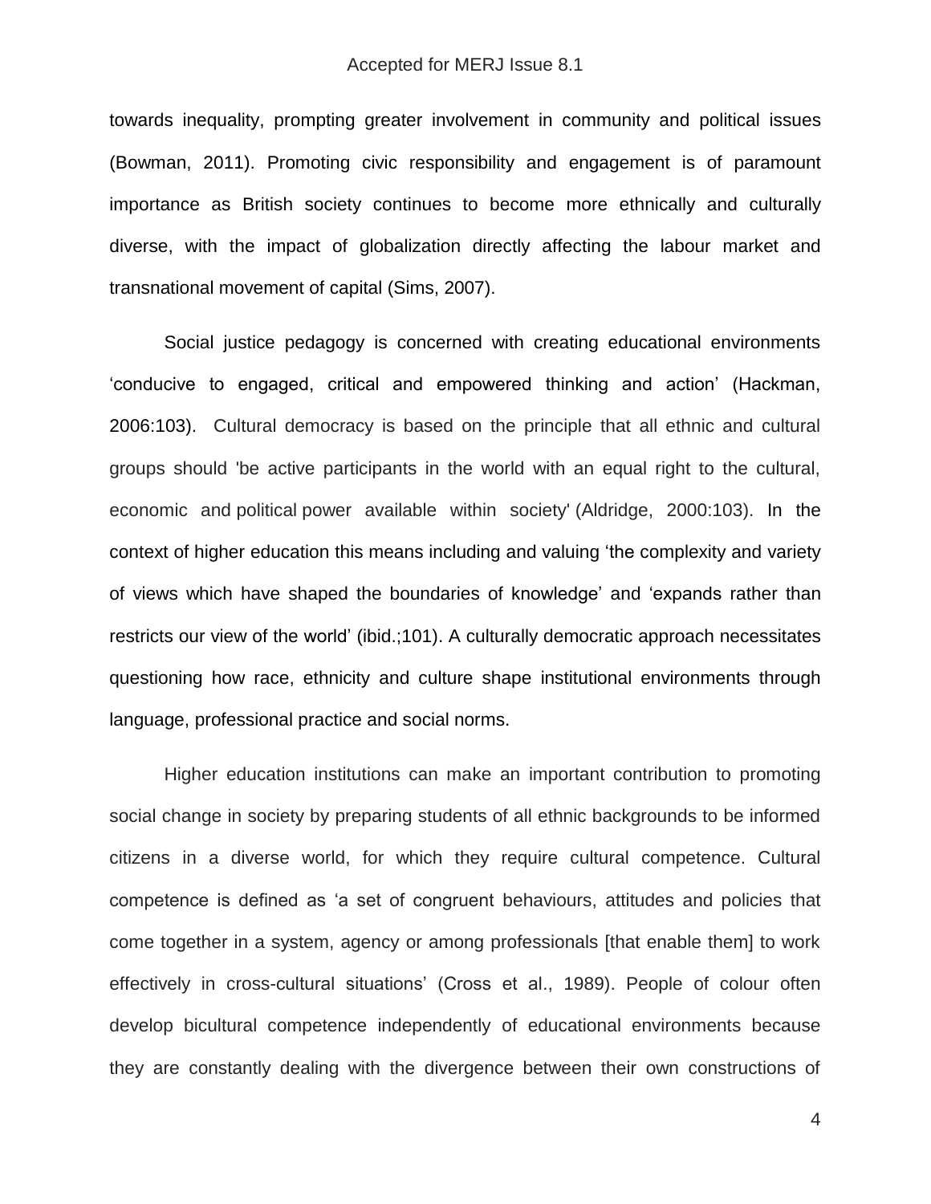towards inequality, prompting greater involvement in community and political issues (Bowman, 2011). Promoting civic responsibility and engagement is of paramount importance as British society continues to become more ethnically and culturally diverse, with the impact of globalization directly affecting the labour market and transnational movement of capital (Sims, 2007).

Social justice pedagogy is concerned with creating educational environments 'conducive to engaged, critical and empowered thinking and action' (Hackman, 2006:103). Cultural democracy is based on the principle that all ethnic and cultural groups should 'be active participants in the world with an equal right to the cultural, economic and political power available within society' (Aldridge, 2000:103). In the context of higher education this means including and valuing 'the complexity and variety of views which have shaped the boundaries of knowledge' and 'expands rather than restricts our view of the world' (ibid.;101). A culturally democratic approach necessitates questioning how race, ethnicity and culture shape institutional environments through language, professional practice and social norms.

Higher education institutions can make an important contribution to promoting social change in society by preparing students of all ethnic backgrounds to be informed citizens in a diverse world, for which they require cultural competence. Cultural competence is defined as 'a set of congruent behaviours, attitudes and policies that come together in a system, agency or among professionals [that enable them] to work effectively in cross-cultural situations' (Cross et al., 1989). People of colour often develop bicultural competence independently of educational environments because they are constantly dealing with the divergence between their own constructions of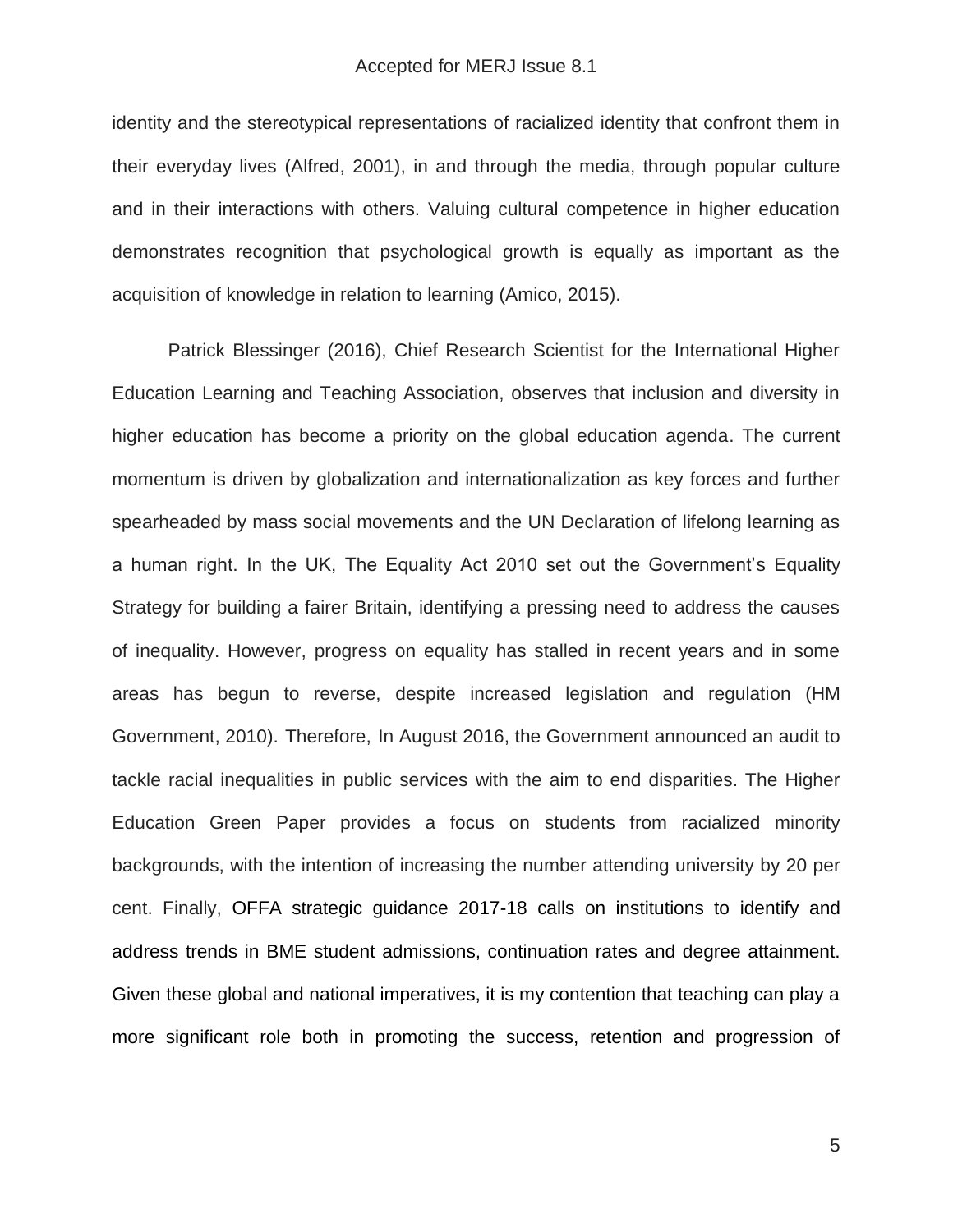identity and the stereotypical representations of racialized identity that confront them in their everyday lives (Alfred, 2001), in and through the media, through popular culture and in their interactions with others. Valuing cultural competence in higher education demonstrates recognition that psychological growth is equally as important as the acquisition of knowledge in relation to learning (Amico, 2015).

Patrick Blessinger (2016), Chief Research Scientist for the International Higher Education Learning and Teaching Association, observes that inclusion and diversity in higher education has become a priority on the global education agenda. The current momentum is driven by globalization and internationalization as key forces and further spearheaded by mass social movements and the UN Declaration of lifelong learning as a human right. In the UK, The Equality Act 2010 set out the Government's Equality Strategy for building a fairer Britain, identifying a pressing need to address the causes of inequality. However, progress on equality has stalled in recent years and in some areas has begun to reverse, despite increased legislation and regulation (HM Government, 2010). Therefore, In August 2016, the Government announced an audit to tackle racial inequalities in public services with the aim to end disparities. The Higher Education Green Paper provides a focus on students from racialized minority backgrounds, with the intention of increasing the number attending university by 20 per cent. Finally, OFFA strategic guidance 2017-18 calls on institutions to identify and address trends in BME student admissions, continuation rates and degree attainment. Given these global and national imperatives, it is my contention that teaching can play a more significant role both in promoting the success, retention and progression of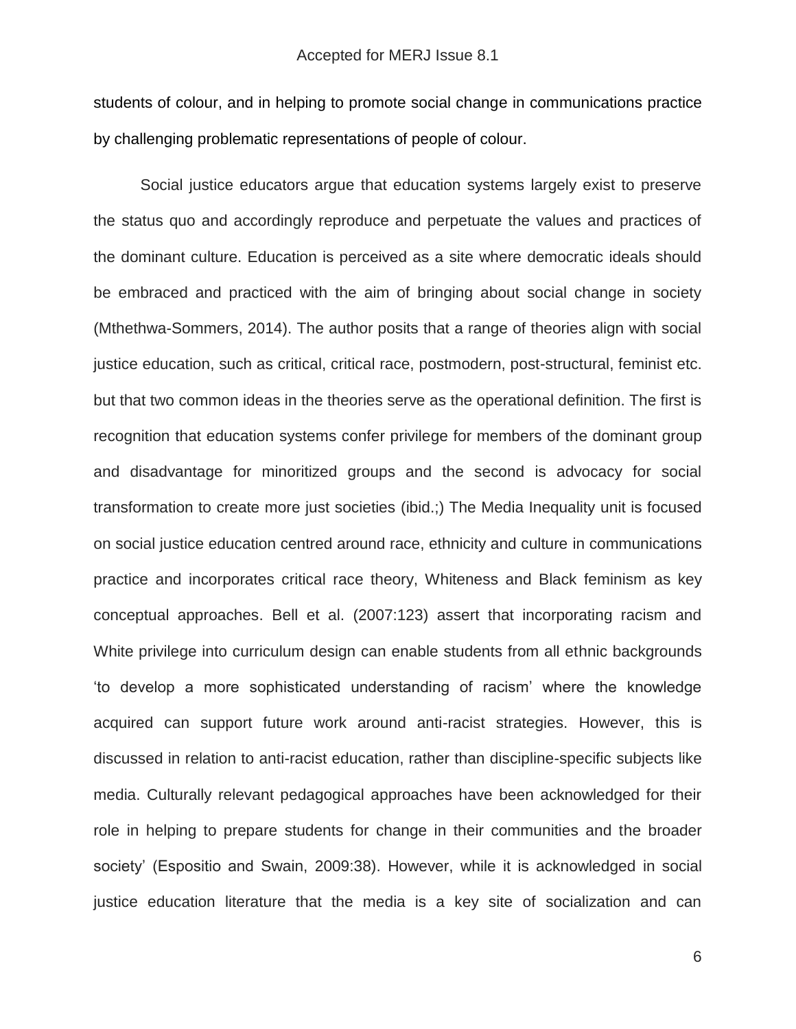students of colour, and in helping to promote social change in communications practice by challenging problematic representations of people of colour.

Social justice educators argue that education systems largely exist to preserve the status quo and accordingly reproduce and perpetuate the values and practices of the dominant culture. Education is perceived as a site where democratic ideals should be embraced and practiced with the aim of bringing about social change in society (Mthethwa-Sommers, 2014). The author posits that a range of theories align with social justice education, such as critical, critical race, postmodern, post-structural, feminist etc. but that two common ideas in the theories serve as the operational definition. The first is recognition that education systems confer privilege for members of the dominant group and disadvantage for minoritized groups and the second is advocacy for social transformation to create more just societies (ibid.;) The Media Inequality unit is focused on social justice education centred around race, ethnicity and culture in communications practice and incorporates critical race theory, Whiteness and Black feminism as key conceptual approaches. Bell et al. (2007:123) assert that incorporating racism and White privilege into curriculum design can enable students from all ethnic backgrounds 'to develop a more sophisticated understanding of racism' where the knowledge acquired can support future work around anti-racist strategies. However, this is discussed in relation to anti-racist education, rather than discipline-specific subjects like media. Culturally relevant pedagogical approaches have been acknowledged for their role in helping to prepare students for change in their communities and the broader society' (Espositio and Swain, 2009:38). However, while it is acknowledged in social justice education literature that the media is a key site of socialization and can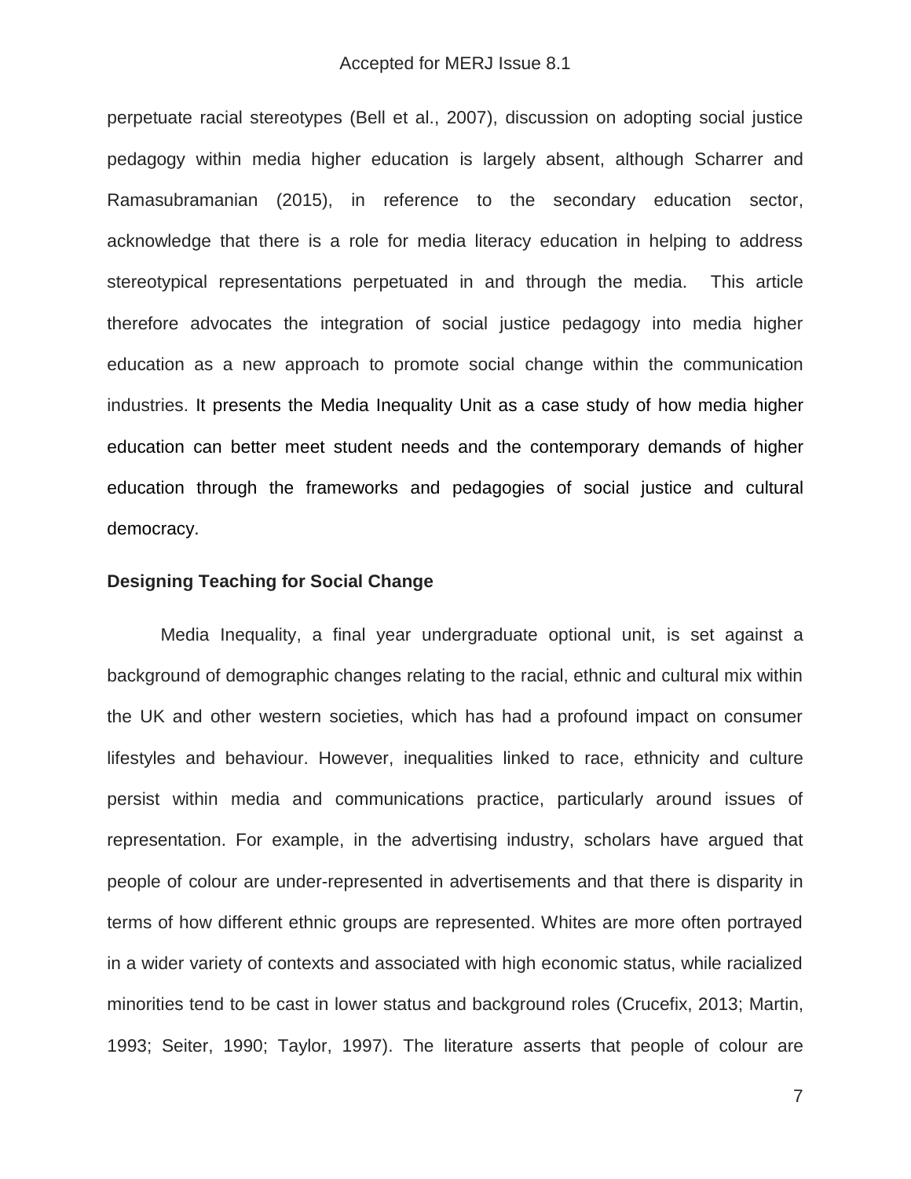perpetuate racial stereotypes (Bell et al., 2007), discussion on adopting social justice pedagogy within media higher education is largely absent, although Scharrer and Ramasubramanian (2015), in reference to the secondary education sector, acknowledge that there is a role for media literacy education in helping to address stereotypical representations perpetuated in and through the media. This article therefore advocates the integration of social justice pedagogy into media higher education as a new approach to promote social change within the communication industries. It presents the Media Inequality Unit as a case study of how media higher education can better meet student needs and the contemporary demands of higher education through the frameworks and pedagogies of social justice and cultural democracy.

### Designing Teaching for Social Change

Media Inequality, a final year undergraduate optional unit, is set against a background of demographic changes relating to the racial, ethnic and cultural mix within the UK and other western societies, which has had a profound impact on consumer lifestyles and behaviour. However, inequalities linked to race, ethnicity and culture persist within media and communications practice, particularly around issues of representation. For example, in the advertising industry, scholars have argued that people of colour are under-represented in advertisements and that there is disparity in terms of how different ethnic groups are represented. Whites are more often portrayed in a wider variety of contexts and associated with high economic status, while racialized minorities tend to be cast in lower status and background roles (Crucefix, 2013; Martin, 1993; Seiter, 1990; Taylor, 1997). The literature asserts that people of colour are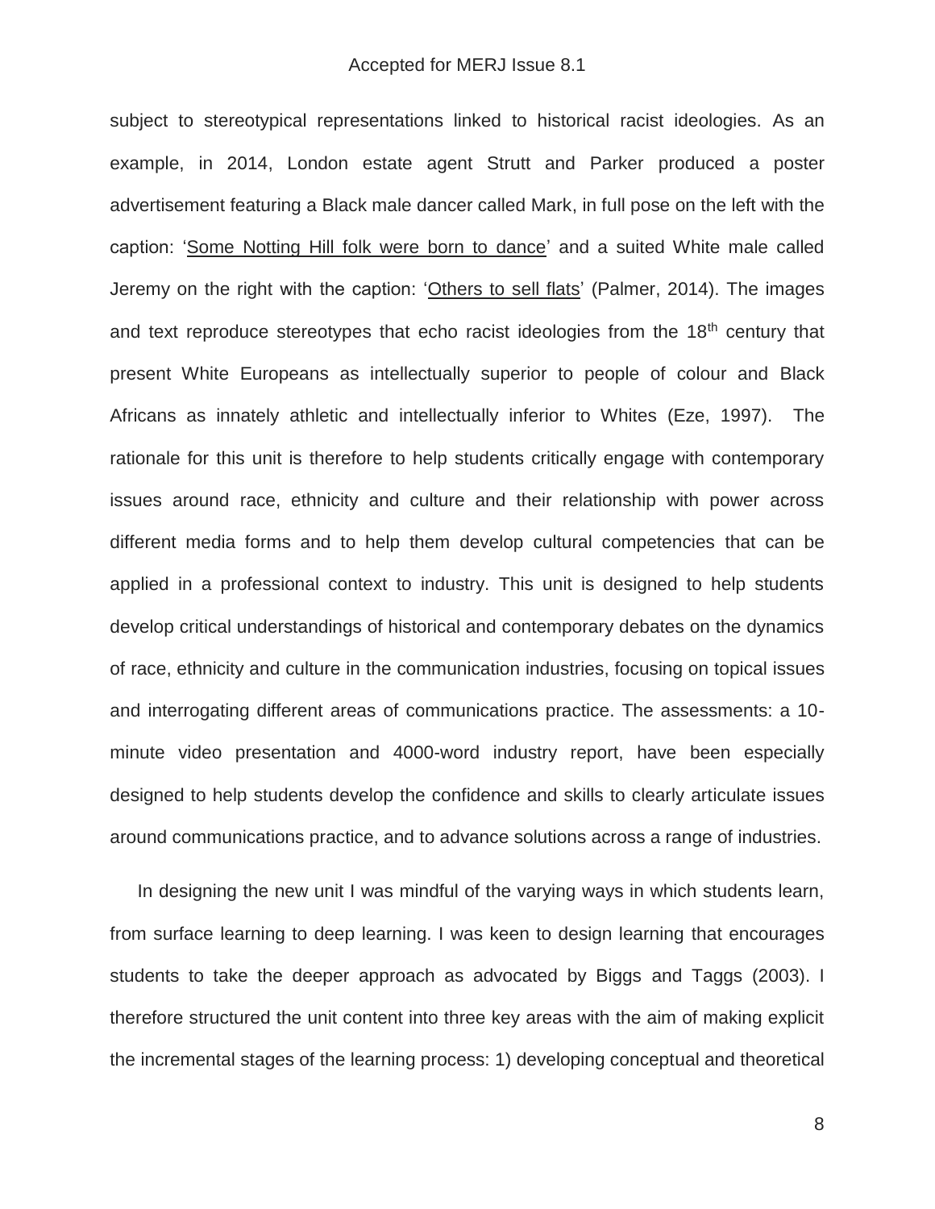subject to stereotypical representations linked to historical racist ideologies. As an example, in 2014, London estate agent Strutt and Parker produced a poster advertisement featuring a Black male dancer called Mark, in full pose on the left with the caption: 'Some Notting Hill folk were born to dance' and a suited White male called Jeremy on the right with the caption: 'Others to sell flats' (Palmer, 2014). The images and text reproduce stereotypes that echo racist ideologies from the 18th century that present White Europeans as intellectually superior to people of colour and Black Africans as innately athletic and intellectually inferior to Whites (Eze, 1997). The rationale for this unit is therefore to help students critically engage with contemporary issues around race, ethnicity and culture and their relationship with power across different media forms and to help them develop cultural competencies that can be applied in a professional context to industry. This unit is designed to help students develop critical understandings of historical and contemporary debates on the dynamics of race, ethnicity and culture in the communication industries, focusing on topical issues and interrogating different areas of communications practice. The assessments: a 10-minute video presentation and 4000-word industry report, have been especially designed to help students develop the confidence and skills to clearly articulate issues around communications practice, and to advance solutions across a range of industries.

In designing the new unit I was mindful of the varying ways in which students learn, from surface learning to deep learning. I was keen to design learning that encourages students to take the deeper approach as advocated by Biggs and Taggs (2003). I therefore structured the unit content into three key areas with the aim of making explicit the incremental stages of the learning process: 1) developing conceptual and theoretical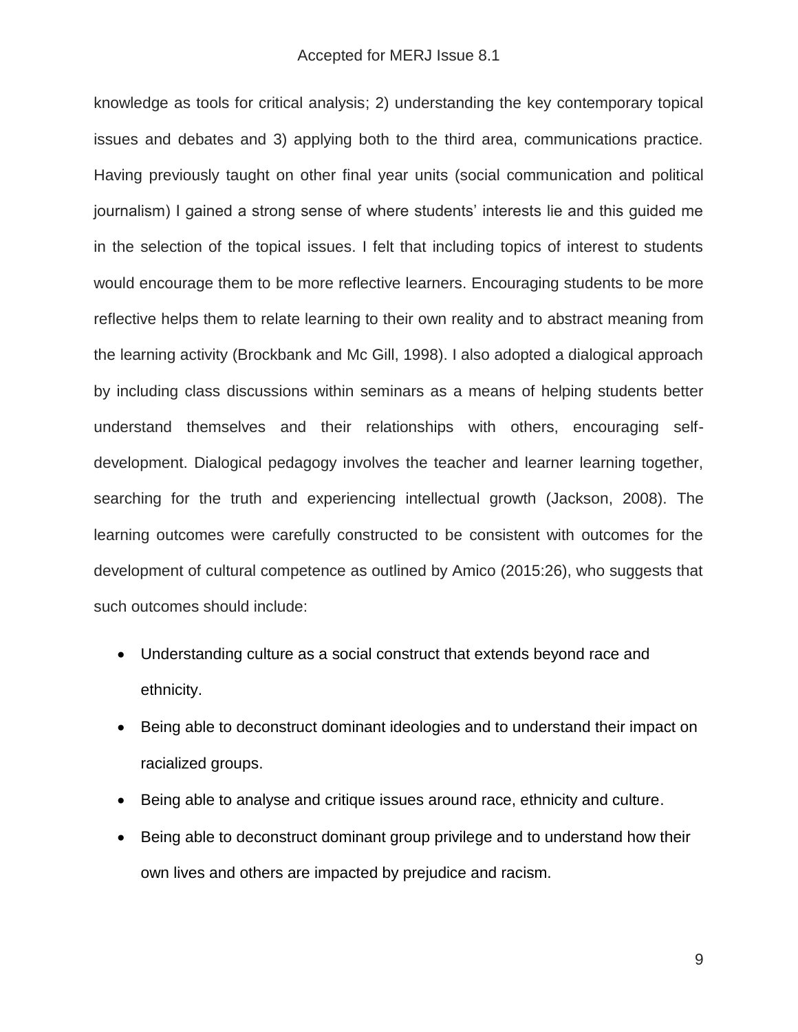knowledge as tools for critical analysis; 2) understanding the key contemporary topical issues and debates and 3) applying both to the third area, communications practice. Having previously taught on other final year units (social communication and political journalism) I gained a strong sense of where students' interests lie and this guided me in the selection of the topical issues. I felt that including topics of interest to students would encourage them to be more reflective learners. Encouraging students to be more reflective helps them to relate learning to their own reality and to abstract meaning from the learning activity (Brockbank and Mc Gill, 1998). I also adopted a dialogical approach by including class discussions within seminars as a means of helping students better understand themselves and their relationships with others, encouraging self-development. Dialogical pedagogy involves the teacher and learner learning together, searching for the truth and experiencing intellectual growth (Jackson, 2008). The learning outcomes were carefully constructed to be consistent with outcomes for the development of cultural competence as outlined by Amico (2015:26), who suggests that such outcomes should include:

- Understanding culture as a social construct that extends beyond race and ethnicity.
- Being able to deconstruct dominant ideologies and to understand their impact on racialized groups.
- Being able to analyse and critique issues around race, ethnicity and culture.
- Being able to deconstruct dominant group privilege and to understand how their own lives and others are impacted by prejudice and racism.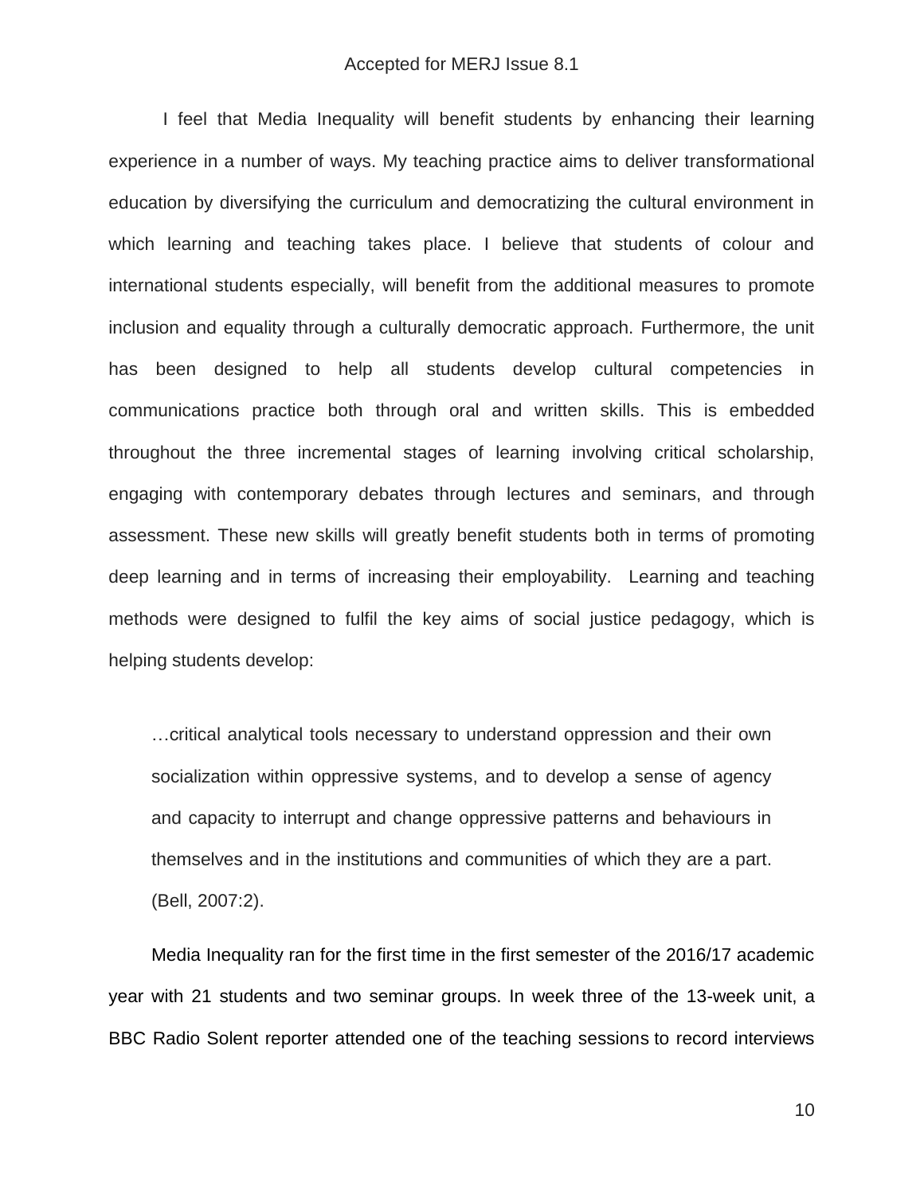I feel that Media Inequality will benefit students by enhancing their learning experience in a number of ways. My teaching practice aims to deliver transformational education by diversifying the curriculum and democratizing the cultural environment in which learning and teaching takes place. I believe that students of colour and international students especially, will benefit from the additional measures to promote inclusion and equality through a culturally democratic approach. Furthermore, the unit has been designed to help all students develop cultural competencies in communications practice both through oral and written skills. This is embedded throughout the three incremental stages of learning involving critical scholarship, engaging with contemporary debates through lectures and seminars, and through assessment. These new skills will greatly benefit students both in terms of promoting deep learning and in terms of increasing their employability. Learning and teaching methods were designed to fulfil the key aims of social justice pedagogy, which is helping students develop:

> …critical analytical tools necessary to understand oppression and their own socialization within oppressive systems, and to develop a sense of agency and capacity to interrupt and change oppressive patterns and behaviours in themselves and in the institutions and communities of which they are a part. (Bell, 2007:2).

Media Inequality ran for the first time in the first semester of the 2016/17 academic year with 21 students and two seminar groups. In week three of the 13-week unit, a BBC Radio Solent reporter attended one of the teaching sessions to record interviews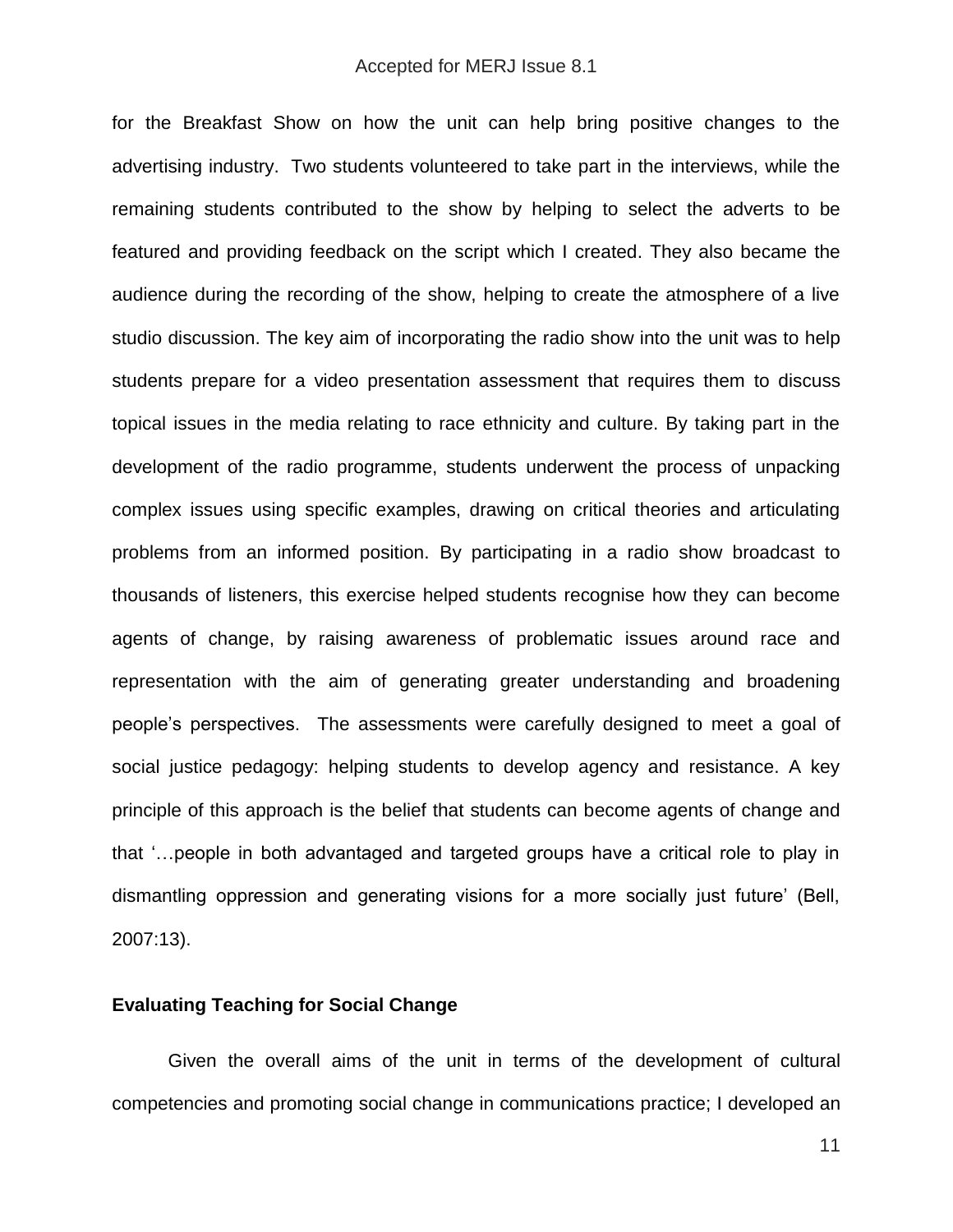for the Breakfast Show on how the unit can help bring positive changes to the advertising industry. Two students volunteered to take part in the interviews, while the remaining students contributed to the show by helping to select the adverts to be featured and providing feedback on the script which I created. They also became the audience during the recording of the show, helping to create the atmosphere of a live studio discussion. The key aim of incorporating the radio show into the unit was to help students prepare for a video presentation assessment that requires them to discuss topical issues in the media relating to race ethnicity and culture. By taking part in the development of the radio programme, students underwent the process of unpacking complex issues using specific examples, drawing on critical theories and articulating problems from an informed position. By participating in a radio show broadcast to thousands of listeners, this exercise helped students recognise how they can become agents of change, by raising awareness of problematic issues around race and representation with the aim of generating greater understanding and broadening people's perspectives. The assessments were carefully designed to meet a goal of social justice pedagogy: helping students to develop agency and resistance. A key principle of this approach is the belief that students can become agents of change and that '…people in both advantaged and targeted groups have a critical role to play in dismantling oppression and generating visions for a more socially just future' (Bell, 2007:13).

### Evaluating Teaching for Social Change

Given the overall aims of the unit in terms of the development of cultural competencies and promoting social change in communications practice; I developed an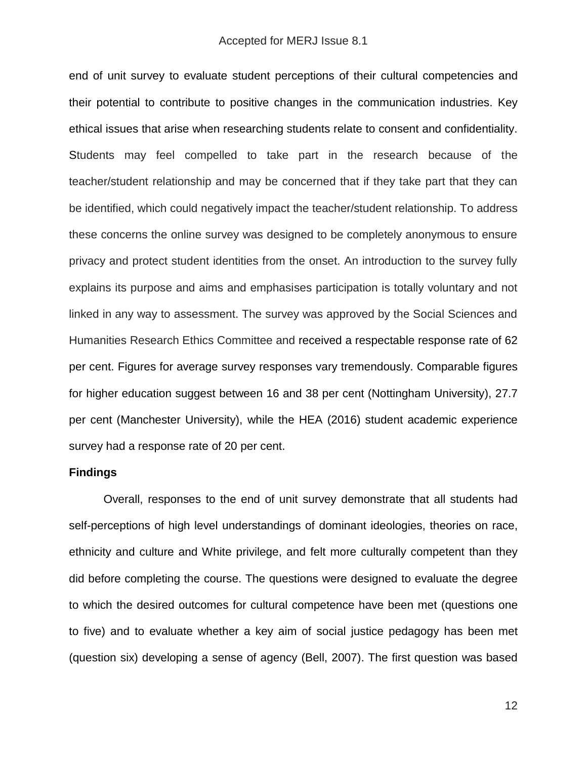end of unit survey to evaluate student perceptions of their cultural competencies and their potential to contribute to positive changes in the communication industries. Key ethical issues that arise when researching students relate to consent and confidentiality. Students may feel compelled to take part in the research because of the teacher/student relationship and may be concerned that if they take part that they can be identified, which could negatively impact the teacher/student relationship. To address these concerns the online survey was designed to be completely anonymous to ensure privacy and protect student identities from the onset. An introduction to the survey fully explains its purpose and aims and emphasises participation is totally voluntary and not linked in any way to assessment. The survey was approved by the Social Sciences and Humanities Research Ethics Committee and received a respectable response rate of 62 per cent. Figures for average survey responses vary tremendously. Comparable figures for higher education suggest between 16 and 38 per cent (Nottingham University), 27.7 per cent (Manchester University), while the HEA (2016) student academic experience survey had a response rate of 20 per cent.

**Findings**

Overall, responses to the end of unit survey demonstrate that all students had self-perceptions of high level understandings of dominant ideologies, theories on race, ethnicity and culture and White privilege, and felt more culturally competent than they did before completing the course. The questions were designed to evaluate the degree to which the desired outcomes for cultural competence have been met (questions one to five) and to evaluate whether a key aim of social justice pedagogy has been met (question six) developing a sense of agency (Bell, 2007). The first question was based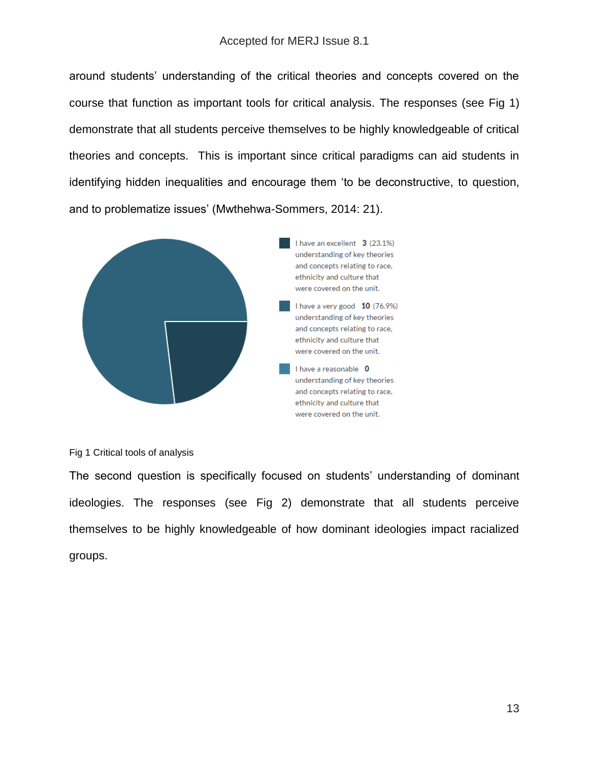around students' understanding of the critical theories and concepts covered on the course that function as important tools for critical analysis. The responses (see Fig 1) demonstrate that all students perceive themselves to be highly knowledgeable of critical theories and concepts. This is important since critical paradigms can aid students in identifying hidden inequalities and encourage them 'to be deconstructive, to question, and to problematize issues' (Mwthehwa-Sommers, 2014: 21).

I have an excellent understanding of key theories and concepts relating to race, ethnicity and culture that were covered on the unit. 3 (23.1%)

I have a very good understanding of key theories and concepts relating to race, ethnicity and culture that were covered on the unit. 10 (76.9%)

I have a reasonable understanding of key theories and concepts relating to race, ethnicity and culture that were covered on the unit. 0

Fig 1 Critical tools of analysis

The second question is specifically focused on students' understanding of dominant ideologies. The responses (see Fig 2) demonstrate that all students perceive themselves to be highly knowledgeable of how dominant ideologies impact racialized groups.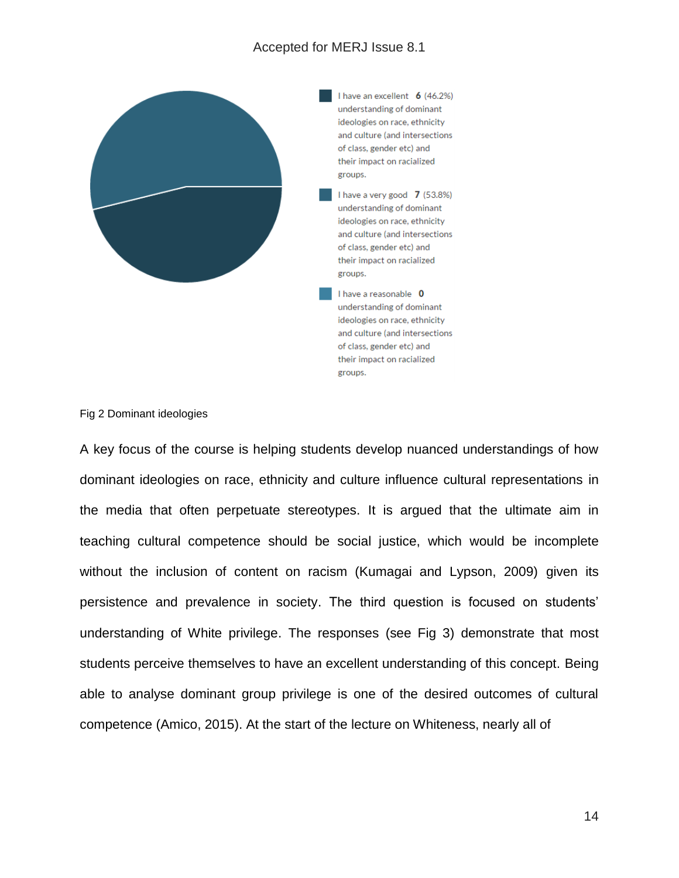I have an excellent understanding of dominant ideologies on race, ethnicity and culture (and intersections of class, gender etc) and their impact on racialized groups. 6 (46.2%)

I have a very good understanding of dominant ideologies on race, ethnicity and culture (and intersections of class, gender etc) and their impact on racialized groups. 7 (53.8%)

I have a reasonable understanding of dominant ideologies on race, ethnicity and culture (and intersections of class, gender etc) and their impact on racialized groups. 0

Fig 2 Dominant ideologies

A key focus of the course is helping students develop nuanced understandings of how dominant ideologies on race, ethnicity and culture influence cultural representations in the media that often perpetuate stereotypes. It is argued that the ultimate aim in teaching cultural competence should be social justice, which would be incomplete without the inclusion of content on racism (Kumagai and Lypson, 2009) given its persistence and prevalence in society. The third question is focused on students' understanding of White privilege. The responses (see Fig 3) demonstrate that most students perceive themselves to have an excellent understanding of this concept. Being able to analyse dominant group privilege is one of the desired outcomes of cultural competence (Amico, 2015). At the start of the lecture on Whiteness, nearly all of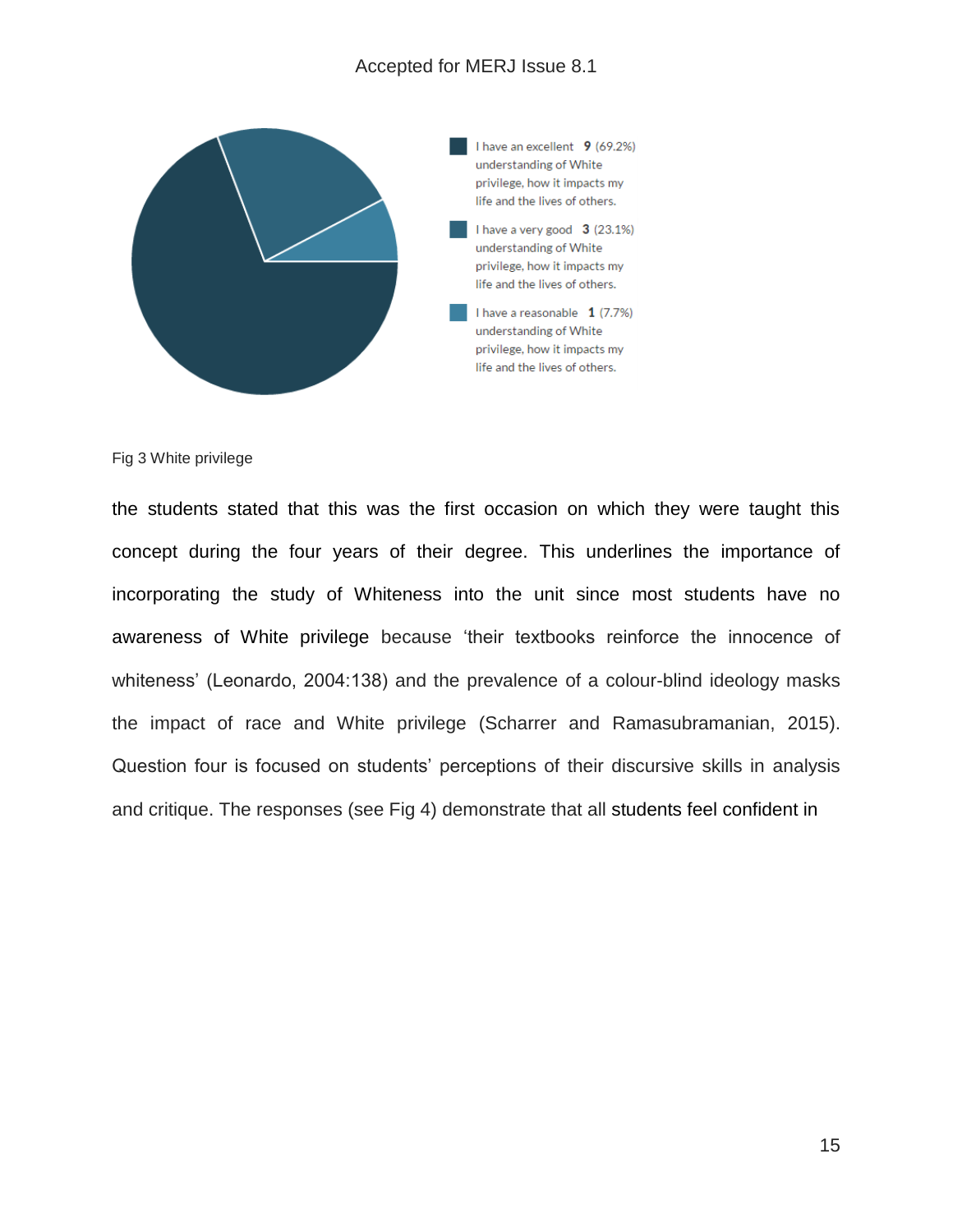I have an excellent understanding of White privilege, how it impacts my life and the lives of others. 9 (69.2%)

I have a very good understanding of White privilege, how it impacts my life and the lives of others. 3 (23.1%)

I have a reasonable understanding of White privilege, how it impacts my life and the lives of others. 1 (7.7%)

Fig 3 White privilege

the students stated that this was the first occasion on which they were taught this concept during the four years of their degree. This underlines the importance of incorporating the study of Whiteness into the unit since most students have no awareness of White privilege because 'their textbooks reinforce the innocence of whiteness' (Leonardo, 2004:138) and the prevalence of a colour-blind ideology masks the impact of race and White privilege (Scharrer and Ramasubramanian, 2015). Question four is focused on students' perceptions of their discursive skills in analysis and critique. The responses (see Fig 4) demonstrate that all students feel confident in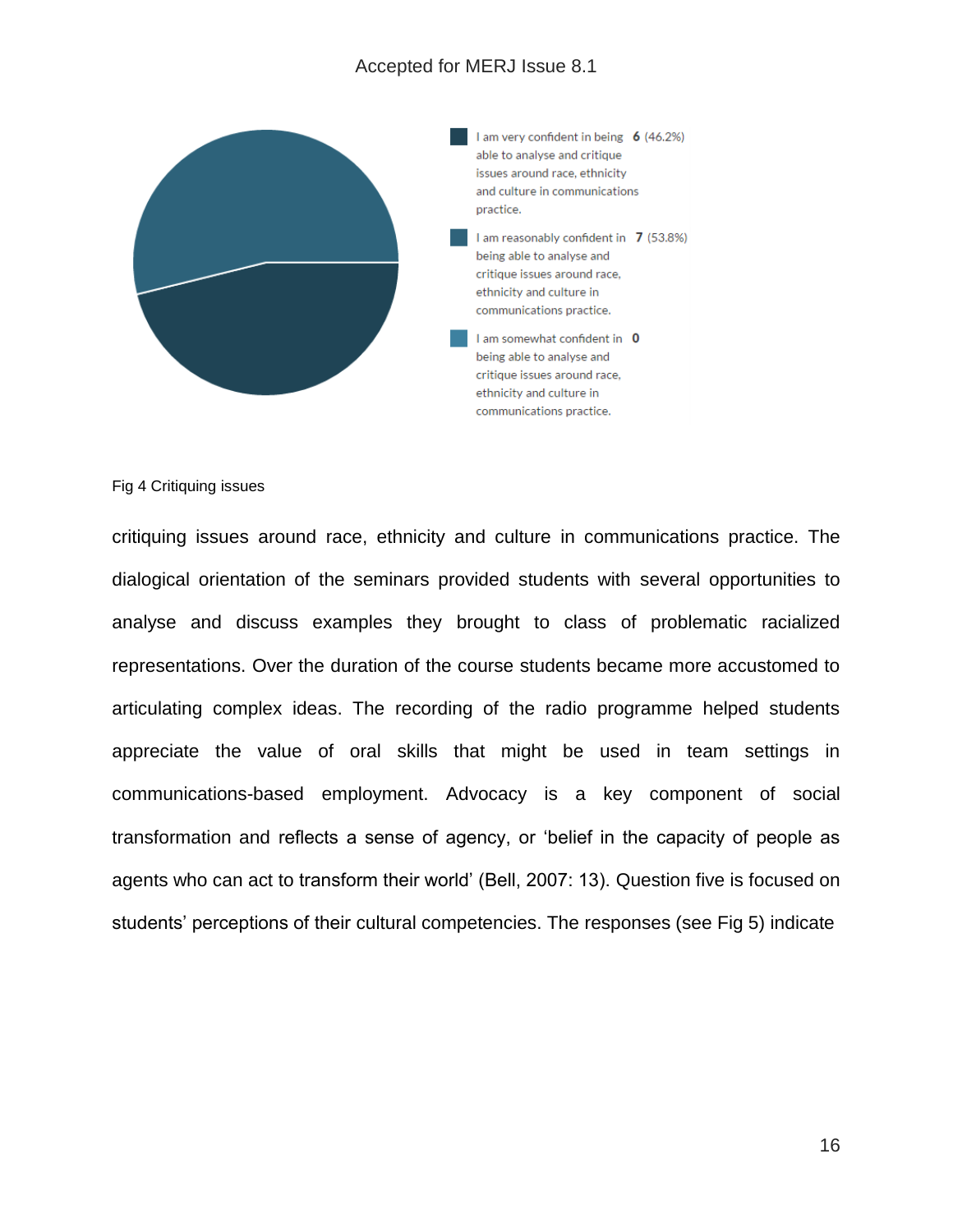I am very confident in being able to analyse and critique issues around race, ethnicity and culture in communications practice. 6 (46.2%)

I am reasonably confident in being able to analyse and critique issues around race, ethnicity and culture in communications practice. 7 (53.8%)

I am somewhat confident in being able to analyse and critique issues around race, ethnicity and culture in communications practice. 0

Fig 4 Critiquing issues

critiquing issues around race, ethnicity and culture in communications practice. The dialogical orientation of the seminars provided students with several opportunities to analyse and discuss examples they brought to class of problematic racialized representations. Over the duration of the course students became more accustomed to articulating complex ideas. The recording of the radio programme helped students appreciate the value of oral skills that might be used in team settings in communications-based employment. Advocacy is a key component of social transformation and reflects a sense of agency, or 'belief in the capacity of people as agents who can act to transform their world' (Bell, 2007: 13). Question five is focused on students' perceptions of their cultural competencies. The responses (see Fig 5) indicate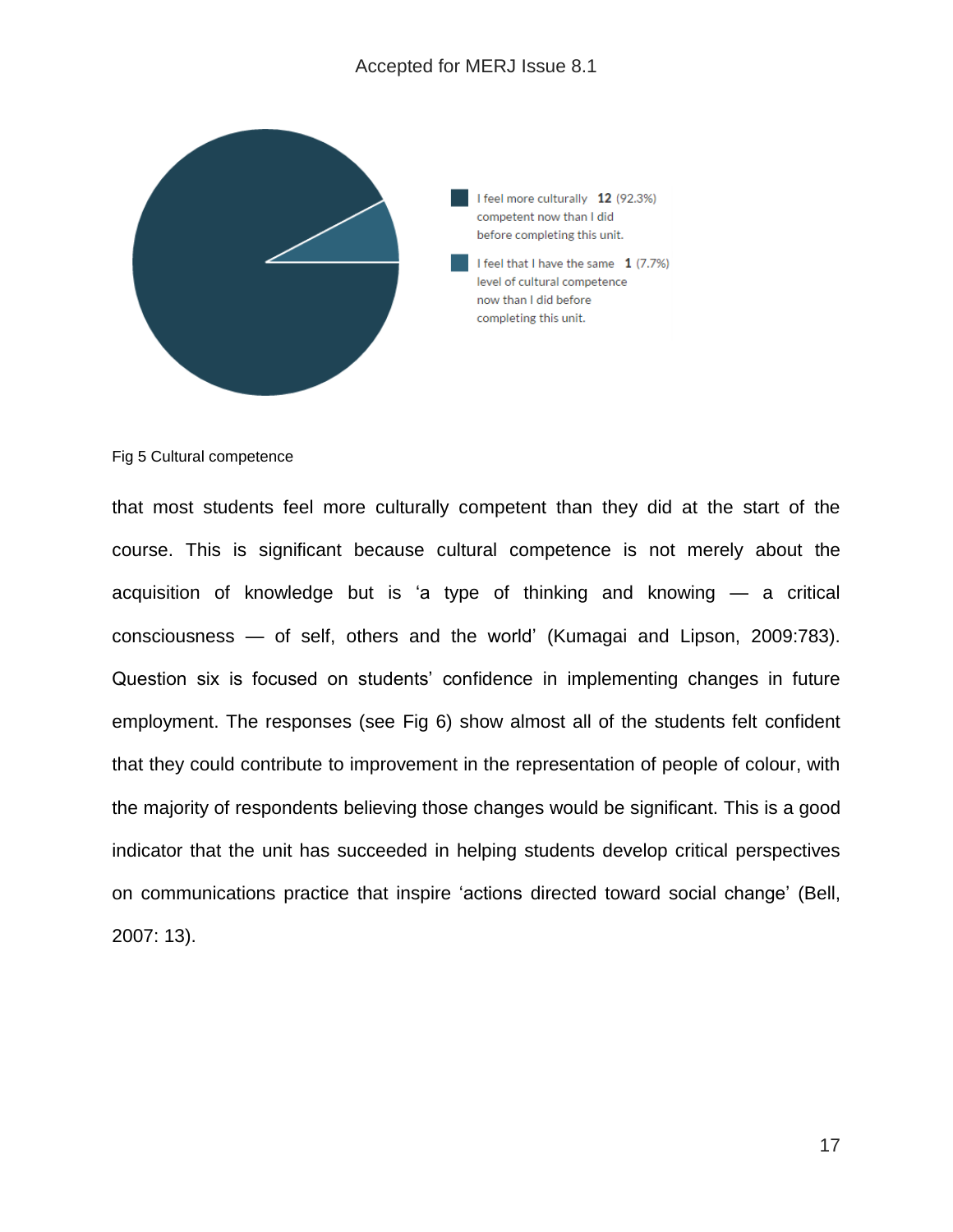I feel more culturally competent now than I did before completing this unit. 12 (92.3%)

I feel that I have the same level of cultural competence now than I did before completing this unit. 1 (7.7%)

Fig 5 Cultural competence

that most students feel more culturally competent than they did at the start of the course. This is significant because cultural competence is not merely about the acquisition of knowledge but is ‘a type of thinking and knowing — a critical consciousness — of self, others and the world’ (Kumagai and Lipson, 2009:783). Question six is focused on students’ confidence in implementing changes in future employment. The responses (see Fig 6) show almost all of the students felt confident that they could contribute to improvement in the representation of people of colour, with the majority of respondents believing those changes would be significant. This is a good indicator that the unit has succeeded in helping students develop critical perspectives on communications practice that inspire ‘actions directed toward social change’ (Bell, 2007: 13).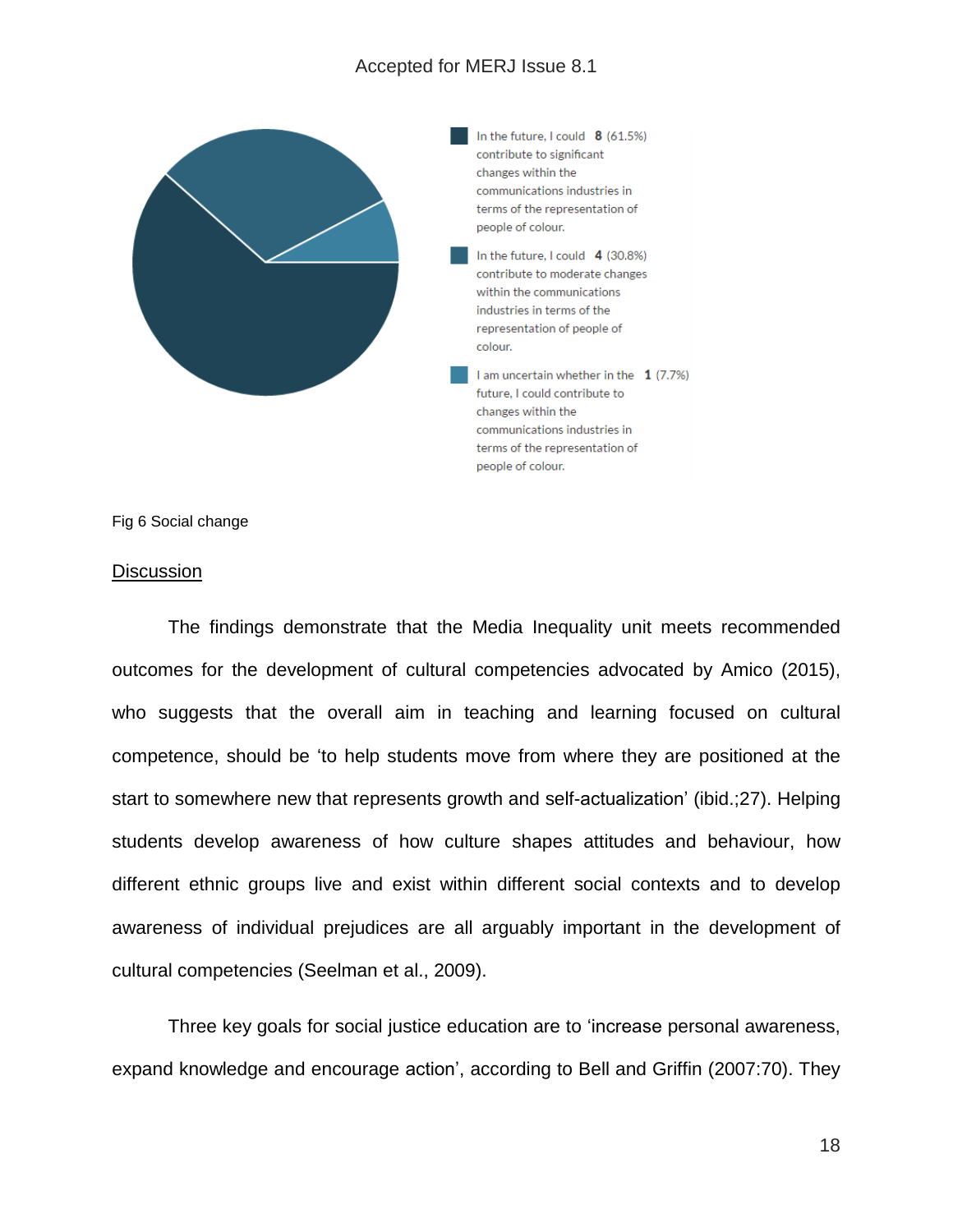In the future, I could contribute to significant changes within the communications industries in terms of the representation of people of colour. 8 (61.5%)

In the future, I could contribute to moderate changes within the communications industries in terms of the representation of people of colour. 4 (30.8%)

I am uncertain whether in the future, I could contribute to changes within the communications industries in terms of the representation of people of colour. 1 (7.7%)

Fig 6 Social change

## Discussion

The findings demonstrate that the Media Inequality unit meets recommended outcomes for the development of cultural competencies advocated by Amico (2015), who suggests that the overall aim in teaching and learning focused on cultural competence, should be 'to help students move from where they are positioned at the start to somewhere new that represents growth and self-actualization' (ibid.;27). Helping students develop awareness of how culture shapes attitudes and behaviour, how different ethnic groups live and exist within different social contexts and to develop awareness of individual prejudices are all arguably important in the development of cultural competencies (Seelman et al., 2009).

Three key goals for social justice education are to 'increase personal awareness, expand knowledge and encourage action', according to Bell and Griffin (2007:70). They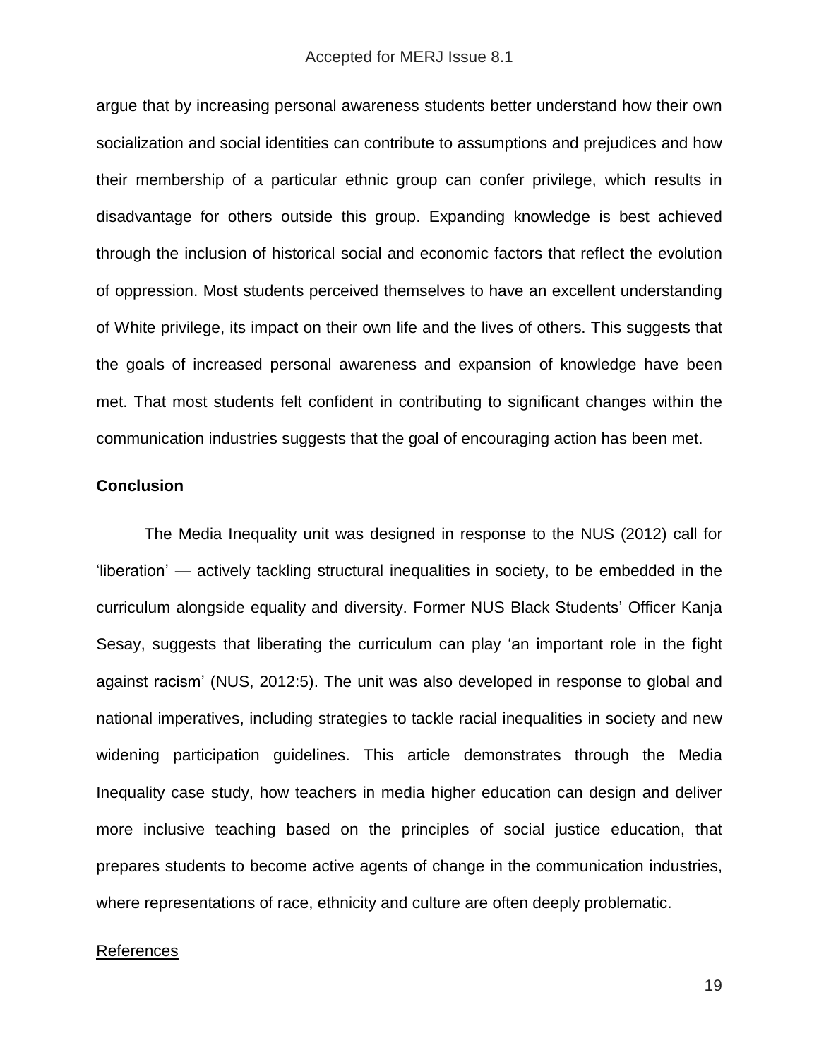argue that by increasing personal awareness students better understand how their own socialization and social identities can contribute to assumptions and prejudices and how their membership of a particular ethnic group can confer privilege, which results in disadvantage for others outside this group. Expanding knowledge is best achieved through the inclusion of historical social and economic factors that reflect the evolution of oppression. Most students perceived themselves to have an excellent understanding of White privilege, its impact on their own life and the lives of others. This suggests that the goals of increased personal awareness and expansion of knowledge have been met. That most students felt confident in contributing to significant changes within the communication industries suggests that the goal of encouraging action has been met.

## Conclusion

The Media Inequality unit was designed in response to the NUS (2012) call for 'liberation' — actively tackling structural inequalities in society, to be embedded in the curriculum alongside equality and diversity. Former NUS Black Students' Officer Kanja Sesay, suggests that liberating the curriculum can play 'an important role in the fight against racism' (NUS, 2012:5). The unit was also developed in response to global and national imperatives, including strategies to tackle racial inequalities in society and new widening participation guidelines. This article demonstrates through the Media Inequality case study, how teachers in media higher education can design and deliver more inclusive teaching based on the principles of social justice education, that prepares students to become active agents of change in the communication industries, where representations of race, ethnicity and culture are often deeply problematic.

References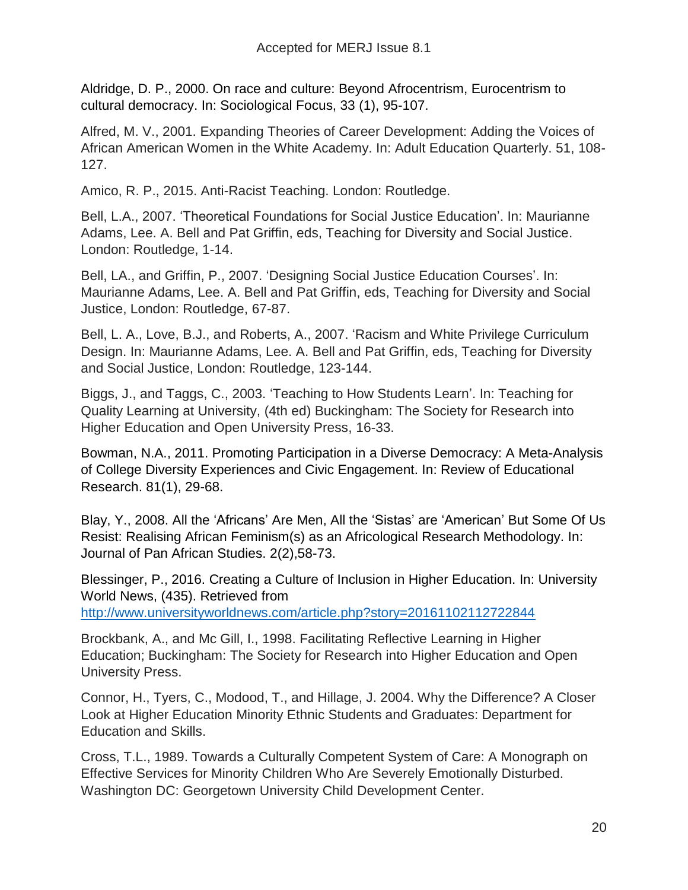Aldridge, D. P., 2000. On race and culture: Beyond Afrocentrism, Eurocentrism to cultural democracy. In: Sociological Focus, 33 (1), 95-107.

Alfred, M. V., 2001. Expanding Theories of Career Development: Adding the Voices of African American Women in the White Academy. In: Adult Education Quarterly. 51, 108-127.

Amico, R. P., 2015. Anti-Racist Teaching. London: Routledge.

Bell, L.A., 2007. 'Theoretical Foundations for Social Justice Education'. In: Maurianne Adams, Lee. A. Bell and Pat Griffin, eds, Teaching for Diversity and Social Justice. London: Routledge, 1-14.

Bell, LA., and Griffin, P., 2007. 'Designing Social Justice Education Courses'. In: Maurianne Adams, Lee. A. Bell and Pat Griffin, eds, Teaching for Diversity and Social Justice, London: Routledge, 67-87.

Bell, L. A., Love, B.J., and Roberts, A., 2007. 'Racism and White Privilege Curriculum Design. In: Maurianne Adams, Lee. A. Bell and Pat Griffin, eds, Teaching for Diversity and Social Justice, London: Routledge, 123-144.

Biggs, J., and Taggs, C., 2003. 'Teaching to How Students Learn'. In: Teaching for Quality Learning at University, (4th ed) Buckingham: The Society for Research into Higher Education and Open University Press, 16-33.

Bowman, N.A., 2011. Promoting Participation in a Diverse Democracy: A Meta-Analysis of College Diversity Experiences and Civic Engagement. In: Review of Educational Research. 81(1), 29-68.

Blay, Y., 2008. All the 'Africans' Are Men, All the 'Sistas' are 'American' But Some Of Us Resist: Realising African Feminism(s) as an Africological Research Methodology. In: Journal of Pan African Studies. 2(2),58-73.

Blessinger, P., 2016. Creating a Culture of Inclusion in Higher Education. In: University World News, (435). Retrieved from http://www.universityworldnews.com/article.php?story=20161102112722844

Brockbank, A., and Mc Gill, I., 1998. Facilitating Reflective Learning in Higher Education; Buckingham: The Society for Research into Higher Education and Open University Press.

Connor, H., Tyers, C., Modood, T., and Hillage, J. 2004. Why the Difference? A Closer Look at Higher Education Minority Ethnic Students and Graduates: Department for Education and Skills.

Cross, T.L., 1989. Towards a Culturally Competent System of Care: A Monograph on Effective Services for Minority Children Who Are Severely Emotionally Disturbed. Washington DC: Georgetown University Child Development Center.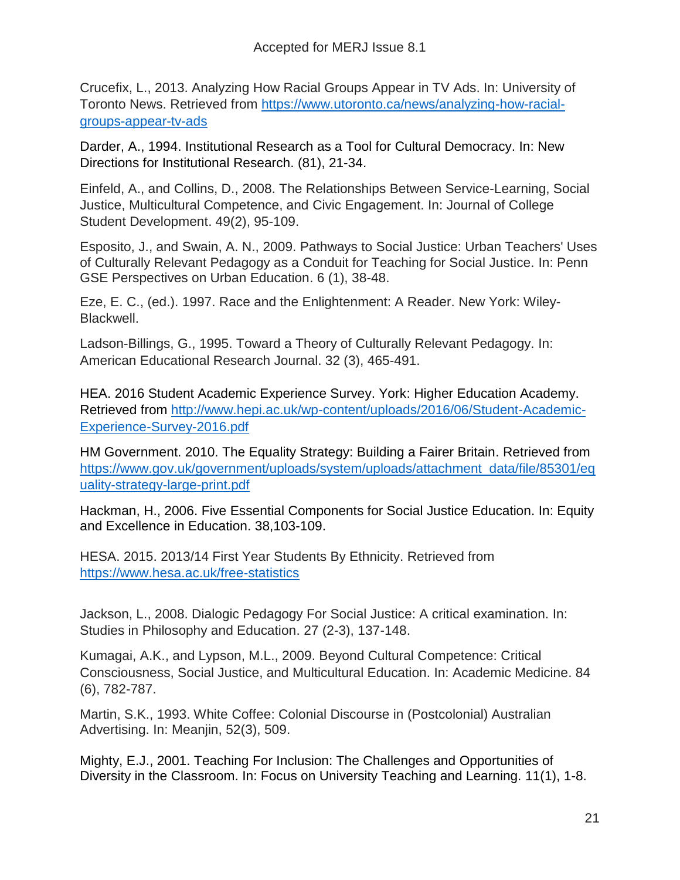Crucefix, L., 2013. Analyzing How Racial Groups Appear in TV Ads. In: University of Toronto News. Retrieved from https://www.utoronto.ca/news/analyzing-how-racial-groups-appear-tv-ads

Darder, A., 1994. Institutional Research as a Tool for Cultural Democracy. In: New Directions for Institutional Research. (81), 21-34.

Einfeld, A., and Collins, D., 2008. The Relationships Between Service-Learning, Social Justice, Multicultural Competence, and Civic Engagement. In: Journal of College Student Development. 49(2), 95-109.

Esposito, J., and Swain, A. N., 2009. Pathways to Social Justice: Urban Teachers' Uses of Culturally Relevant Pedagogy as a Conduit for Teaching for Social Justice. In: Penn GSE Perspectives on Urban Education. 6 (1), 38-48.

Eze, E. C., (ed.). 1997. Race and the Enlightenment: A Reader. New York: Wiley-Blackwell.

Ladson-Billings, G., 1995. Toward a Theory of Culturally Relevant Pedagogy. In: American Educational Research Journal. 32 (3), 465-491.

HEA. 2016 Student Academic Experience Survey. York: Higher Education Academy. Retrieved from http://www.hepi.ac.uk/wp-content/uploads/2016/06/Student-Academic-Experience-Survey-2016.pdf

HM Government. 2010. The Equality Strategy: Building a Fairer Britain. Retrieved from https://www.gov.uk/government/uploads/system/uploads/attachment_data/file/85301/equality-strategy-large-print.pdf

Hackman, H., 2006. Five Essential Components for Social Justice Education. In: Equity and Excellence in Education. 38,103-109.

HESA. 2015. 2013/14 First Year Students By Ethnicity. Retrieved from https://www.hesa.ac.uk/free-statistics

Jackson, L., 2008. Dialogic Pedagogy For Social Justice: A critical examination. In: Studies in Philosophy and Education. 27 (2-3), 137-148.

Kumagai, A.K., and Lypson, M.L., 2009. Beyond Cultural Competence: Critical Consciousness, Social Justice, and Multicultural Education. In: Academic Medicine. 84 (6), 782-787.

Martin, S.K., 1993. White Coffee: Colonial Discourse in (Postcolonial) Australian Advertising. In: Meanjin, 52(3), 509.

Mighty, E.J., 2001. Teaching For Inclusion: The Challenges and Opportunities of Diversity in the Classroom. In: Focus on University Teaching and Learning. 11(1), 1-8.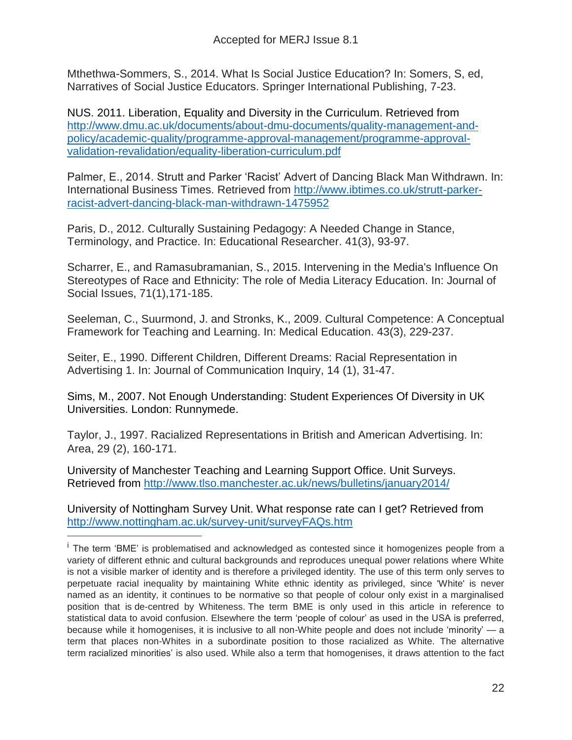Mthethwa-Sommers, S., 2014. What Is Social Justice Education? In: Somers, S, ed, Narratives of Social Justice Educators. Springer International Publishing, 7-23.

NUS. 2011. Liberation, Equality and Diversity in the Curriculum. Retrieved from http://www.dmu.ac.uk/documents/about-dmu-documents/quality-management-and-policy/academic-quality/programme-approval-management/programme-approval-validation-revalidation/equality-liberation-curriculum.pdf

Palmer, E., 2014. Strutt and Parker 'Racist' Advert of Dancing Black Man Withdrawn. In: International Business Times. Retrieved from http://www.ibtimes.co.uk/strutt-parker-racist-advert-dancing-black-man-withdrawn-1475952

Paris, D., 2012. Culturally Sustaining Pedagogy: A Needed Change in Stance, Terminology, and Practice. In: Educational Researcher. 41(3), 93-97.

Scharrer, E., and Ramasubramanian, S., 2015. Intervening in the Media's Influence On Stereotypes of Race and Ethnicity: The role of Media Literacy Education. In: Journal of Social Issues, 71(1),171-185.

Seeleman, C., Suurmond, J. and Stronks, K., 2009. Cultural Competence: A Conceptual Framework for Teaching and Learning. In: Medical Education. 43(3), 229-237.

Seiter, E., 1990. Different Children, Different Dreams: Racial Representation in Advertising 1. In: Journal of Communication Inquiry, 14 (1), 31-47.

Sims, M., 2007. Not Enough Understanding: Student Experiences Of Diversity in UK Universities. London: Runnymede.

Taylor, J., 1997. Racialized Representations in British and American Advertising. In: Area, 29 (2), 160-171.

University of Manchester Teaching and Learning Support Office. Unit Surveys. Retrieved from http://www.tlso.manchester.ac.uk/news/bulletins/january2014/

University of Nottingham Survey Unit. What response rate can I get? Retrieved from http://www.nottingham.ac.uk/survey-unit/surveyFAQs.htm

---

[i] The term 'BME' is problematised and acknowledged as contested since it homogenizes people from a variety of different ethnic and cultural backgrounds and reproduces unequal power relations where White is not a visible marker of identity and is therefore a privileged identity. The use of this term only serves to perpetuate racial inequality by maintaining White ethnic identity as privileged, since 'White' is never named as an identity, it continues to be normative so that people of colour only exist in a marginalised position that is de-centred by Whiteness. The term BME is only used in this article in reference to statistical data to avoid confusion. Elsewhere the term 'people of colour' as used in the USA is preferred, because while it homogenises, it is inclusive to all non-White people and does not include 'minority' — a term that places non-Whites in a subordinate position to those racialized as White. The alternative term racialized minorities' is also used. While also a term that homogenises, it draws attention to the fact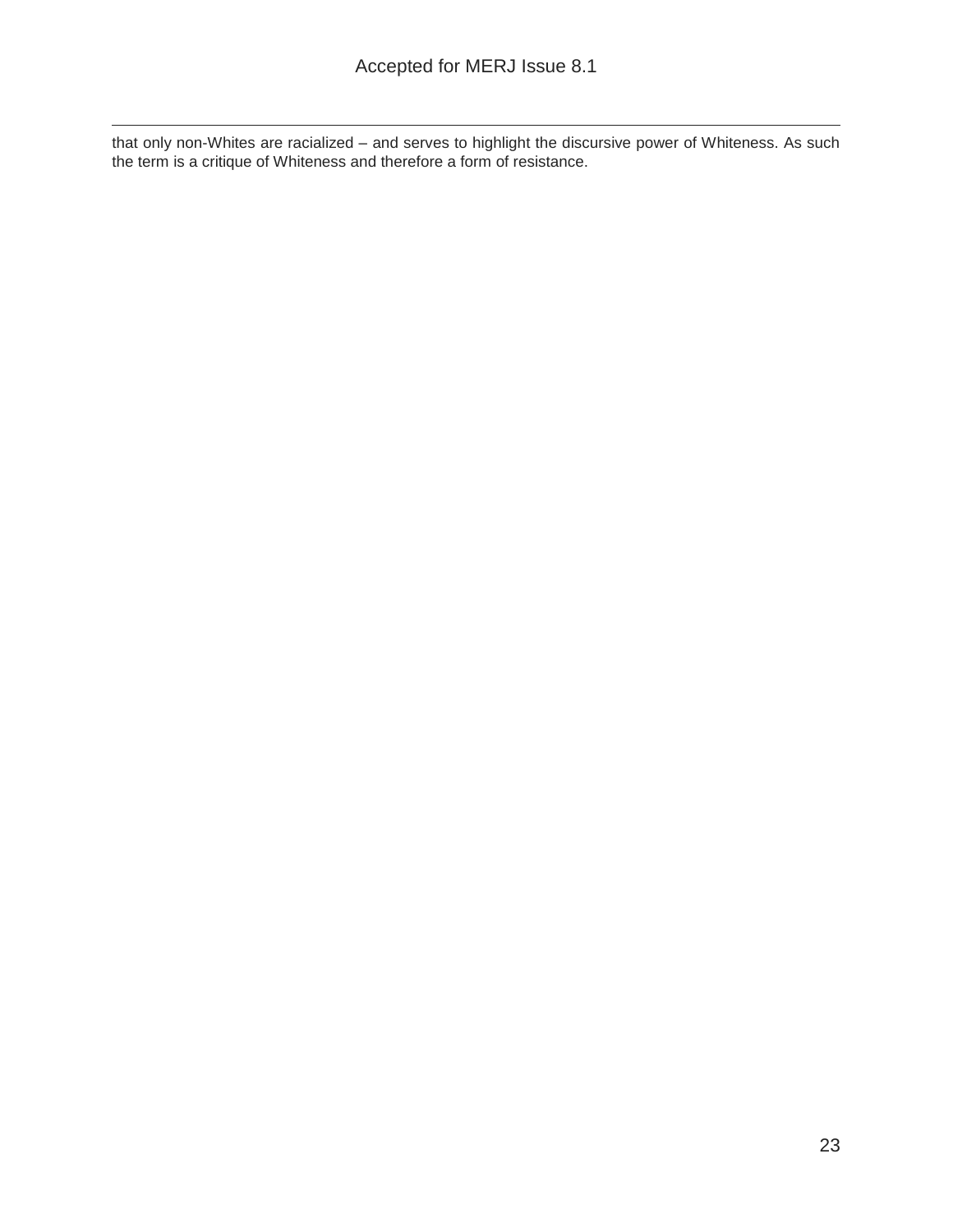that only non-Whites are racialized – and serves to highlight the discursive power of Whiteness. As such the term is a critique of Whiteness and therefore a form of resistance.